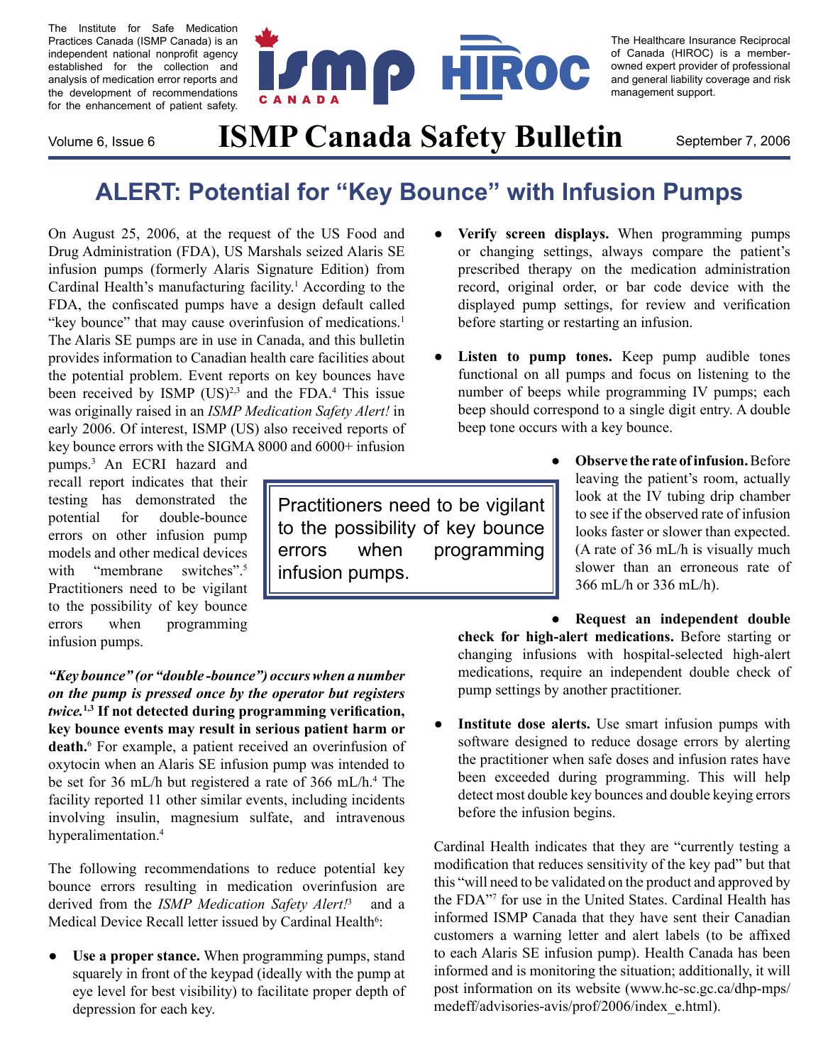The Institute for Safe Medication Practices Canada (ISMP Canada) is an independent national nonprofit agency established for the collection and analysis of medication error reports and the development of recommendations for the enhancement of patient safety.

The Healthcare Insurance Reciprocal of Canada (HIROC) is a member-owned expert provider of professional and general liability coverage and risk management support.

Volume 6, Issue 6

# ISMP Canada Safety Bulletin

September 7, 2006

## ALERT: Potential for "Key Bounce" with Infusion Pumps

On August 25, 2006, at the request of the US Food and Drug Administration (FDA), US Marshals seized Alaris SE infusion pumps (formerly Alaris Signature Edition) from Cardinal Health's manufacturing facility.[1] According to the FDA, the confiscated pumps have a design default called "key bounce" that may cause overinfusion of medications.[1] The Alaris SE pumps are in use in Canada, and this bulletin provides information to Canadian health care facilities about the potential problem. Event reports on key bounces have been received by ISMP (US)[2,3] and the FDA.[4] This issue was originally raised in an *ISMP Medication Safety Alert!* in early 2006. Of interest, ISMP (US) also received reports of key bounce errors with the SIGMA 8000 and 6000+ infusion pumps.[3] An ECRI hazard and recall report indicates that their testing has demonstrated the potential for double-bounce errors on other infusion pump models and other medical devices with "membrane switches".[5] Practitioners need to be vigilant to the possibility of key bounce errors when programming infusion pumps.

> Practitioners need to be vigilant to the possibility of key bounce errors when programming infusion pumps.

***"Key bounce" (or "double-bounce") occurs when a number on the pump is pressed once by the operator but registers twice.*[1,3] If not detected during programming verification, key bounce events may result in serious patient harm or death.**[6] For example, a patient received an overinfusion of oxytocin when an Alaris SE infusion pump was intended to be set for 36 mL/h but registered a rate of 366 mL/h.[4] The facility reported 11 other similar events, including incidents involving insulin, magnesium sulfate, and intravenous hyperalimentation.[4]

The following recommendations to reduce potential key bounce errors resulting in medication overinfusion are derived from the *ISMP Medication Safety Alert!*[3] and a Medical Device Recall letter issued by Cardinal Health[6]:

- **Use a proper stance.** When programming pumps, stand squarely in front of the keypad (ideally with the pump at eye level for best visibility) to facilitate proper depth of depression for each key.
- **Verify screen displays.** When programming pumps or changing settings, always compare the patient's prescribed therapy on the medication administration record, original order, or bar code device with the displayed pump settings, for review and verification before starting or restarting an infusion.
- **Listen to pump tones.** Keep pump audible tones functional on all pumps and focus on listening to the number of beeps while programming IV pumps; each beep should correspond to a single digit entry. A double beep tone occurs with a key bounce.
- **Observe the rate of infusion.** Before leaving the patient's room, actually look at the IV tubing drip chamber to see if the observed rate of infusion looks faster or slower than expected. (A rate of 36 mL/h is visually much slower than an erroneous rate of 366 mL/h or 336 mL/h).
- **Request an independent double check for high-alert medications.** Before starting or changing infusions with hospital-selected high-alert medications, require an independent double check of pump settings by another practitioner.
- **Institute dose alerts.** Use smart infusion pumps with software designed to reduce dosage errors by alerting the practitioner when safe doses and infusion rates have been exceeded during programming. This will help detect most double key bounces and double keying errors before the infusion begins.

Cardinal Health indicates that they are "currently testing a modification that reduces sensitivity of the key pad" but that this "will need to be validated on the product and approved by the FDA"[7] for use in the United States. Cardinal Health has informed ISMP Canada that they have sent their Canadian customers a warning letter and alert labels (to be affixed to each Alaris SE infusion pump). Health Canada has been informed and is monitoring the situation; additionally, it will post information on its website (www.hc-sc.gc.ca/dhp-mps/medeff/advisories-avis/prof/2006/index_e.html).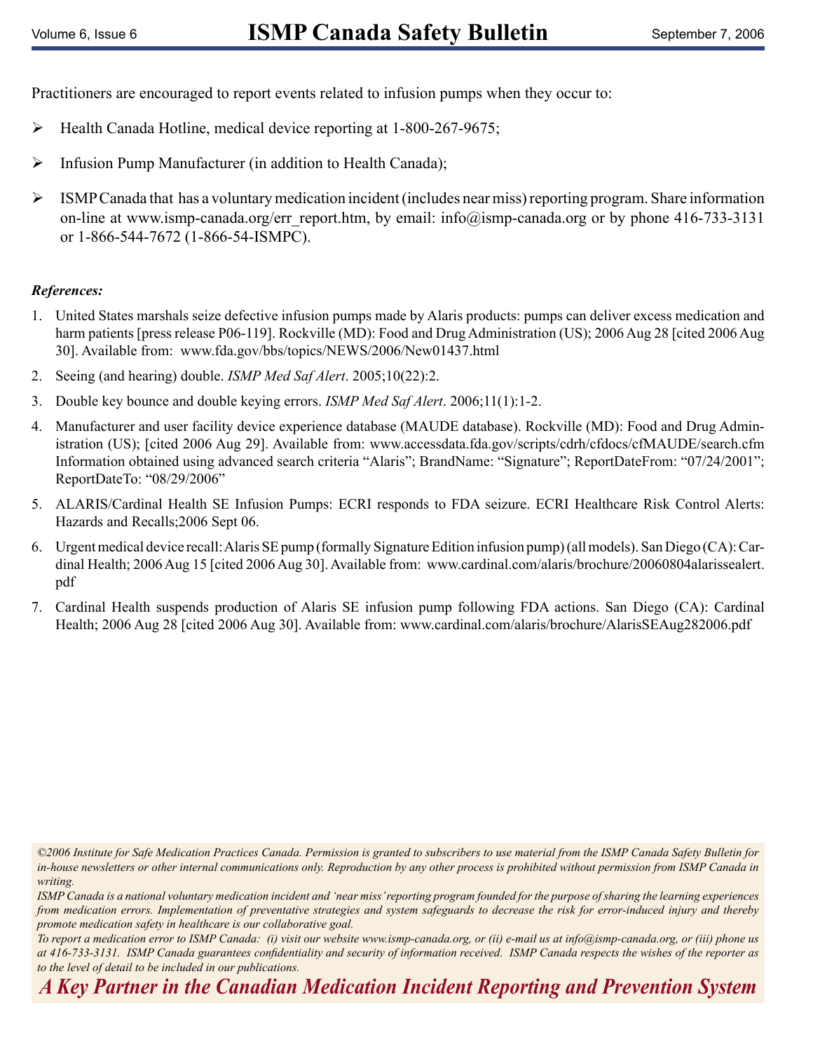Practitioners are encouraged to report events related to infusion pumps when they occur to:

- Health Canada Hotline, medical device reporting at 1-800-267-9675;
- Infusion Pump Manufacturer (in addition to Health Canada);
- ISMP Canada that has a voluntary medication incident (includes near miss) reporting program. Share information on-line at www.ismp-canada.org/err_report.htm, by email: info@ismp-canada.org or by phone 416-733-3131 or 1-866-544-7672 (1-866-54-ISMPC).

***References:***

1. United States marshals seize defective infusion pumps made by Alaris products: pumps can deliver excess medication and harm patients [press release P06-119]. Rockville (MD): Food and Drug Administration (US); 2006 Aug 28 [cited 2006 Aug 30]. Available from: www.fda.gov/bbs/topics/NEWS/2006/New01437.html
2. Seeing (and hearing) double. *ISMP Med Saf Alert*. 2005;10(22):2.
3. Double key bounce and double keying errors. *ISMP Med Saf Alert*. 2006;11(1):1-2.
4. Manufacturer and user facility device experience database (MAUDE database). Rockville (MD): Food and Drug Administration (US); [cited 2006 Aug 29]. Available from: www.accessdata.fda.gov/scripts/cdrh/cfdocs/cfMAUDE/search.cfm Information obtained using advanced search criteria "Alaris"; BrandName: "Signature"; ReportDateFrom: "07/24/2001"; ReportDateTo: "08/29/2006"
5. ALARIS/Cardinal Health SE Infusion Pumps: ECRI responds to FDA seizure. ECRI Healthcare Risk Control Alerts: Hazards and Recalls;2006 Sept 06.
6. Urgent medical device recall: Alaris SE pump (formally Signature Edition infusion pump) (all models). San Diego (CA): Cardinal Health; 2006 Aug 15 [cited 2006 Aug 30]. Available from: www.cardinal.com/alaris/brochure/20060804alarissealert.pdf
7. Cardinal Health suspends production of Alaris SE infusion pump following FDA actions. San Diego (CA): Cardinal Health; 2006 Aug 28 [cited 2006 Aug 30]. Available from: www.cardinal.com/alaris/brochure/AlarisSEAug282006.pdf

*©2006 Institute for Safe Medication Practices Canada. Permission is granted to subscribers to use material from the ISMP Canada Safety Bulletin for in-house newsletters or other internal communications only. Reproduction by any other process is prohibited without permission from ISMP Canada in writing.*

*ISMP Canada is a national voluntary medication incident and 'near miss' reporting program founded for the purpose of sharing the learning experiences from medication errors. Implementation of preventative strategies and system safeguards to decrease the risk for error-induced injury and thereby promote medication safety in healthcare is our collaborative goal.*

*To report a medication error to ISMP Canada: (i) visit our website www.ismp-canada.org, or (ii) e-mail us at info@ismp-canada.org, or (iii) phone us at 416-733-3131. ISMP Canada guarantees confidentiality and security of information received. ISMP Canada respects the wishes of the reporter as to the level of detail to be included in our publications.*

***A Key Partner in the Canadian Medication Incident Reporting and Prevention System***